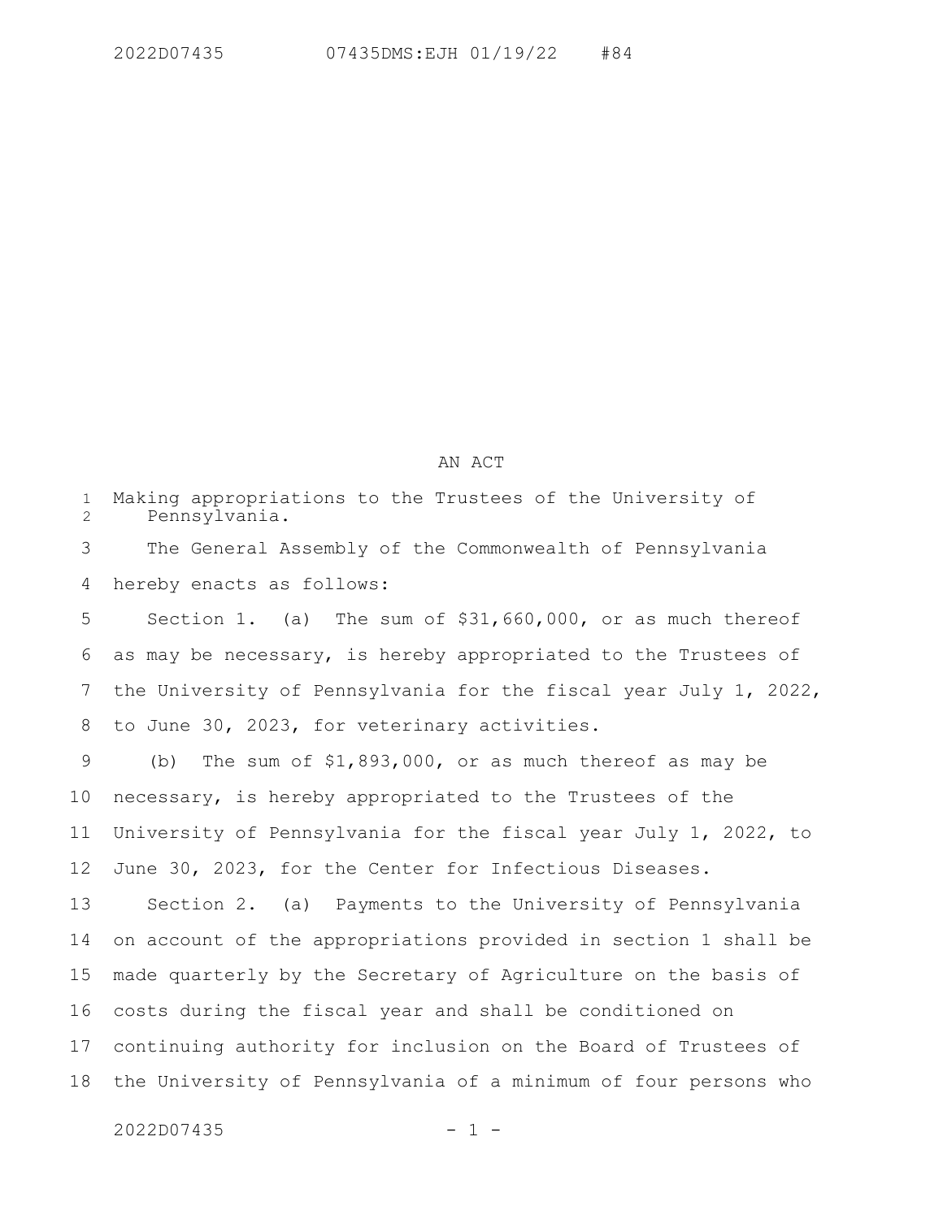# AN ACT

Making appropriations to the Trustees of the University of Pennsylvania.

The General Assembly of the Commonwealth of Pennsylvania hereby enacts as follows:

Section 1. (a) The sum of $31,660,000, or as much thereof as may be necessary, is hereby appropriated to the Trustees of the University of Pennsylvania for the fiscal year July 1, 2022, to June 30, 2023, for veterinary activities.

(b) The sum of $1,893,000, or as much thereof as may be necessary, is hereby appropriated to the Trustees of the University of Pennsylvania for the fiscal year July 1, 2022, to June 30, 2023, for the Center for Infectious Diseases.

Section 2. (a) Payments to the University of Pennsylvania on account of the appropriations provided in section 1 shall be made quarterly by the Secretary of Agriculture on the basis of costs during the fiscal year and shall be conditioned on continuing authority for inclusion on the Board of Trustees of the University of Pennsylvania of a minimum of four persons who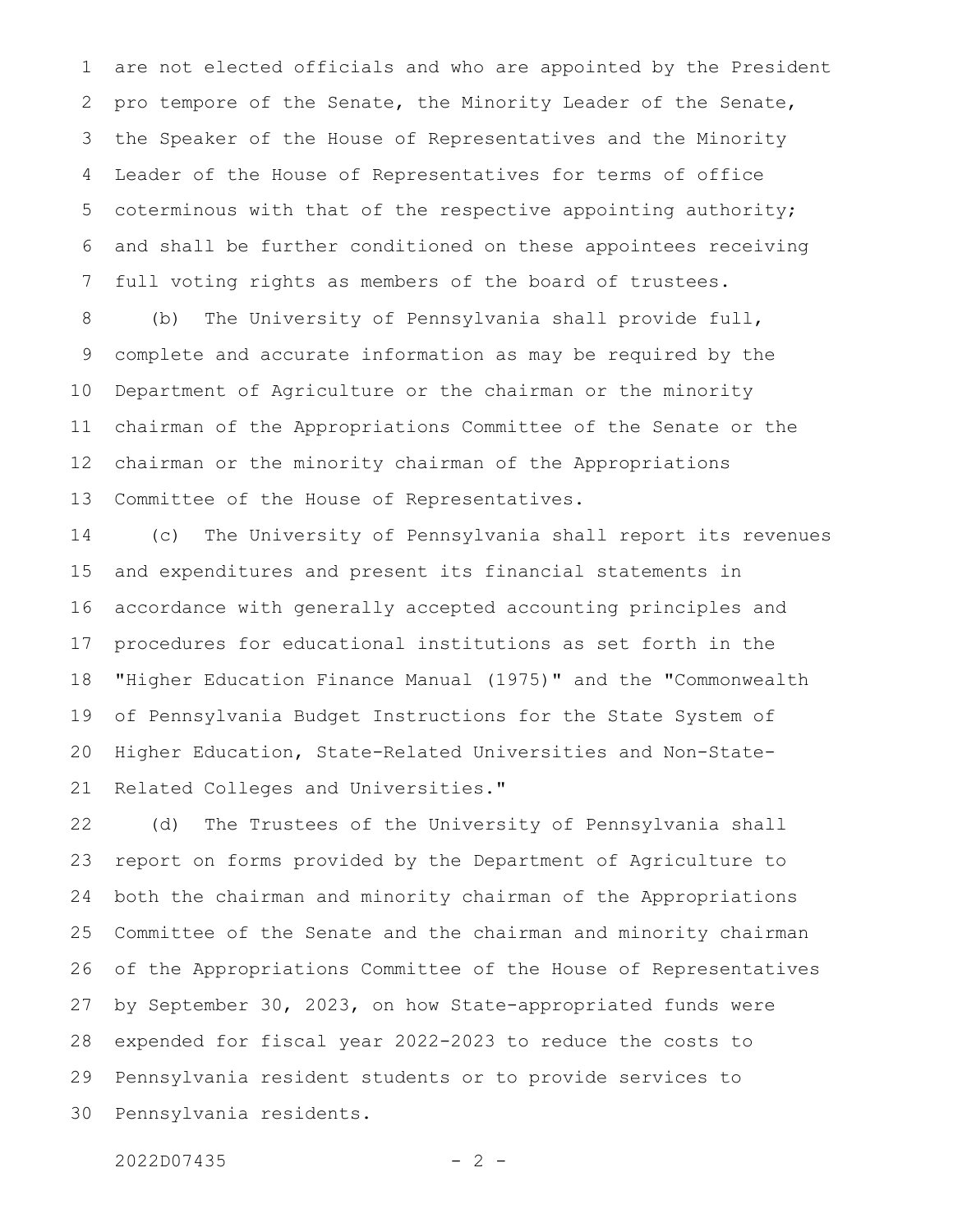are not elected officials and who are appointed by the President pro tempore of the Senate, the Minority Leader of the Senate, the Speaker of the House of Representatives and the Minority Leader of the House of Representatives for terms of office coterminous with that of the respective appointing authority; and shall be further conditioned on these appointees receiving full voting rights as members of the board of trustees.

(b) The University of Pennsylvania shall provide full, complete and accurate information as may be required by the Department of Agriculture or the chairman or the minority chairman of the Appropriations Committee of the Senate or the chairman or the minority chairman of the Appropriations Committee of the House of Representatives.

(c) The University of Pennsylvania shall report its revenues and expenditures and present its financial statements in accordance with generally accepted accounting principles and procedures for educational institutions as set forth in the "Higher Education Finance Manual (1975)" and the "Commonwealth of Pennsylvania Budget Instructions for the State System of Higher Education, State-Related Universities and Non-State-Related Colleges and Universities."

(d) The Trustees of the University of Pennsylvania shall report on forms provided by the Department of Agriculture to both the chairman and minority chairman of the Appropriations Committee of the Senate and the chairman and minority chairman of the Appropriations Committee of the House of Representatives by September 30, 2023, on how State-appropriated funds were expended for fiscal year 2022-2023 to reduce the costs to Pennsylvania resident students or to provide services to Pennsylvania residents.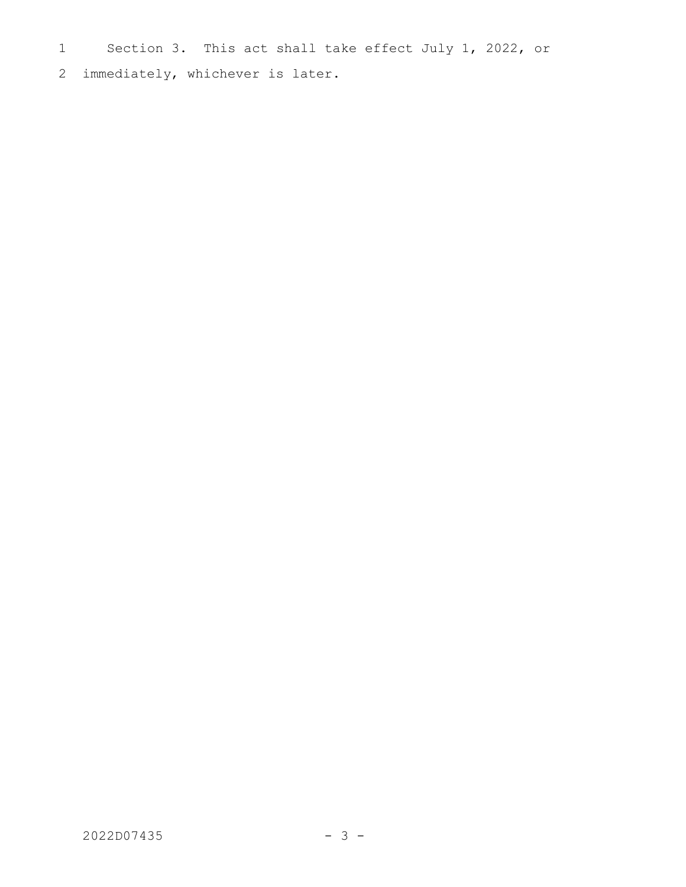Section 3. This act shall take effect July 1, 2022, or immediately, whichever is later.

2022D07435